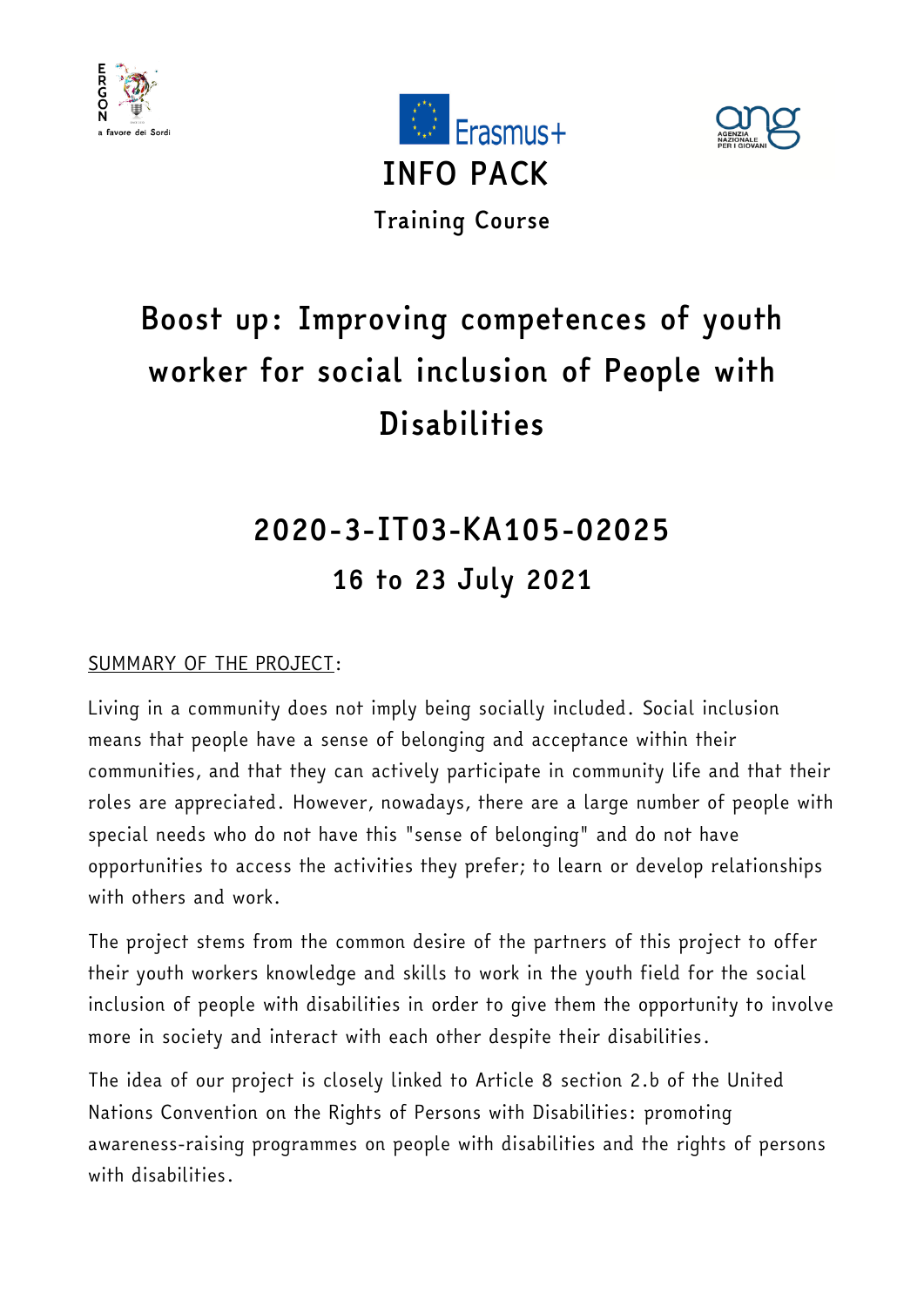# INFO PACK

Training Course

# Boost up: Improving competences of youth worker for social inclusion of People with Disabilities

## 2020-3-IT03-KA105-02025

## 16 to 23 July 2021

SUMMARY OF THE PROJECT:

Living in a community does not imply being socially included. Social inclusion means that people have a sense of belonging and acceptance within their communities, and that they can actively participate in community life and that their roles are appreciated. However, nowadays, there are a large number of people with special needs who do not have this "sense of belonging" and do not have opportunities to access the activities they prefer; to learn or develop relationships with others and work.

The project stems from the common desire of the partners of this project to offer their youth workers knowledge and skills to work in the youth field for the social inclusion of people with disabilities in order to give them the opportunity to involve more in society and interact with each other despite their disabilities.

The idea of our project is closely linked to Article 8 section 2.b of the United Nations Convention on the Rights of Persons with Disabilities: promoting awareness-raising programmes on people with disabilities and the rights of persons with disabilities.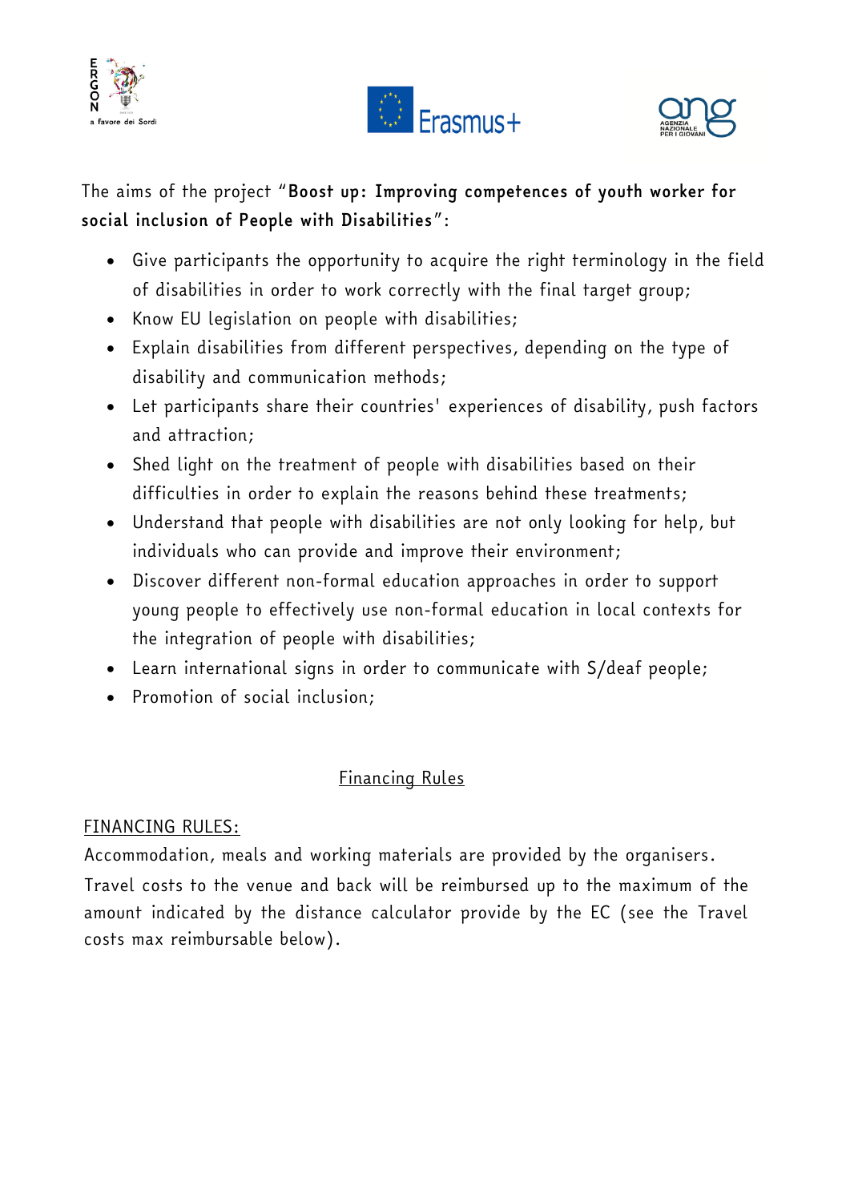The aims of the project "**Boost up: Improving competences of youth worker for social inclusion of People with Disabilities**":

- Give participants the opportunity to acquire the right terminology in the field of disabilities in order to work correctly with the final target group;
- Know EU legislation on people with disabilities;
- Explain disabilities from different perspectives, depending on the type of disability and communication methods;
- Let participants share their countries' experiences of disability, push factors and attraction;
- Shed light on the treatment of people with disabilities based on their difficulties in order to explain the reasons behind these treatments;
- Understand that people with disabilities are not only looking for help, but individuals who can provide and improve their environment;
- Discover different non-formal education approaches in order to support young people to effectively use non-formal education in local contexts for the integration of people with disabilities;
- Learn international signs in order to communicate with S/deaf people;
- Promotion of social inclusion;

## Financing Rules

FINANCING RULES:

Accommodation, meals and working materials are provided by the organisers.

Travel costs to the venue and back will be reimbursed up to the maximum of the amount indicated by the distance calculator provide by the EC (see the Travel costs max reimbursable below).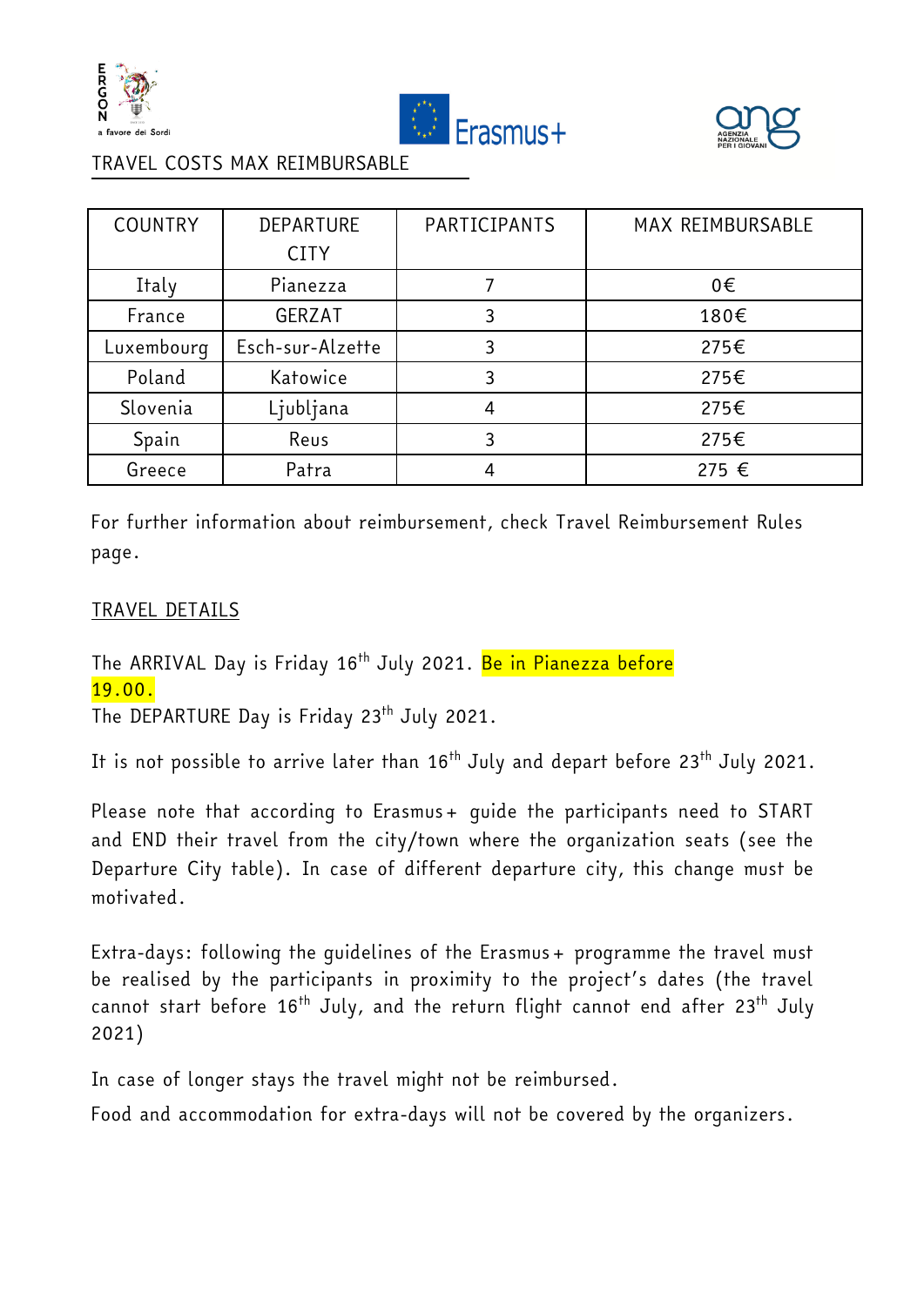## TRAVEL COSTS MAX REIMBURSABLE

| COUNTRY | DEPARTURE CITY | PARTICIPANTS | MAX REIMBURSABLE |
|---|---|---|---|
| Italy | Pianezza | 7 | 0€ |
| France | GERZAT | 3 | 180€ |
| Luxembourg | Esch-sur-Alzette | 3 | 275€ |
| Poland | Katowice | 3 | 275€ |
| Slovenia | Ljubljana | 4 | 275€ |
| Spain | Reus | 3 | 275€ |
| Greece | Patra | 4 | 275 € |

For further information about reimbursement, check Travel Reimbursement Rules page.

## TRAVEL DETAILS

The ARRIVAL Day is Friday 16th July 2021. Be in Pianezza before 19.00.
The DEPARTURE Day is Friday 23th July 2021.

It is not possible to arrive later than 16th July and depart before 23th July 2021.

Please note that according to Erasmus+ guide the participants need to START and END their travel from the city/town where the organization seats (see the Departure City table). In case of different departure city, this change must be motivated.

Extra-days: following the guidelines of the Erasmus+ programme the travel must be realised by the participants in proximity to the project's dates (the travel cannot start before 16th July, and the return flight cannot end after 23th July 2021)

In case of longer stays the travel might not be reimbursed.

Food and accommodation for extra-days will not be covered by the organizers.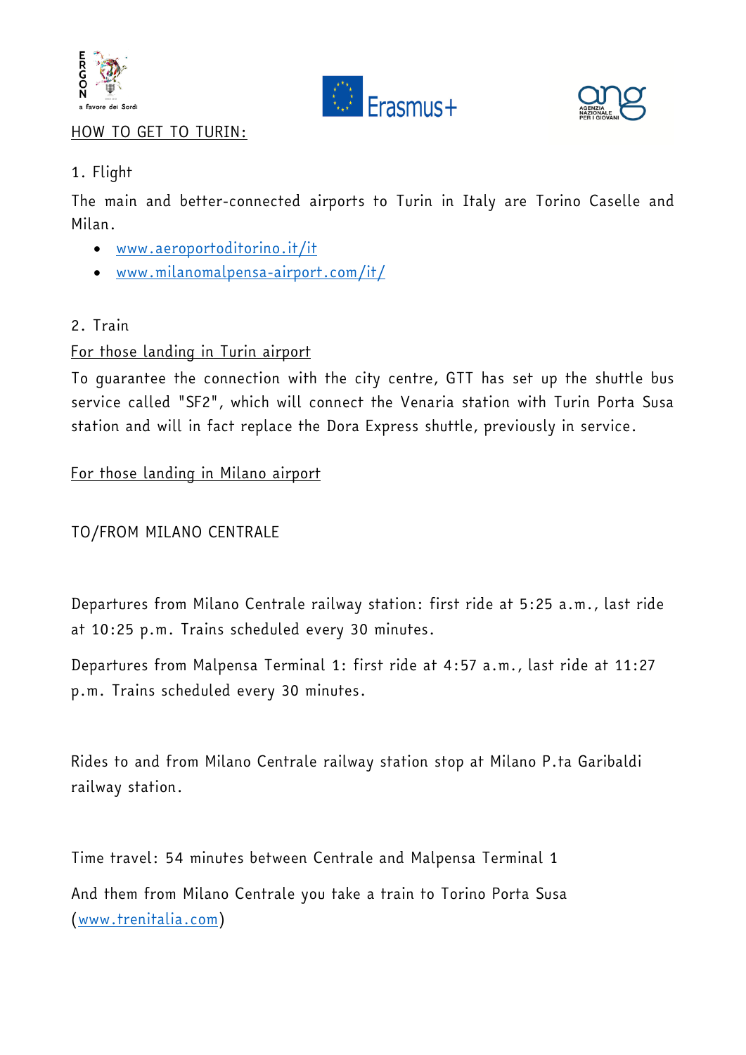HOW TO GET TO TURIN:

1. Flight

The main and better-connected airports to Turin in Italy are Torino Caselle and Milan.

- www.aeroportoditorino.it/it
- www.milanomalpensa-airport.com/it/

2. Train

For those landing in Turin airport

To guarantee the connection with the city centre, GTT has set up the shuttle bus service called "SF2", which will connect the Venaria station with Turin Porta Susa station and will in fact replace the Dora Express shuttle, previously in service.

For those landing in Milano airport

TO/FROM MILANO CENTRALE

Departures from Milano Centrale railway station: first ride at 5:25 a.m., last ride at 10:25 p.m. Trains scheduled every 30 minutes.

Departures from Malpensa Terminal 1: first ride at 4:57 a.m., last ride at 11:27 p.m. Trains scheduled every 30 minutes.

Rides to and from Milano Centrale railway station stop at Milano P.ta Garibaldi railway station.

Time travel: 54 minutes between Centrale and Malpensa Terminal 1

And them from Milano Centrale you take a train to Torino Porta Susa (www.trenitalia.com)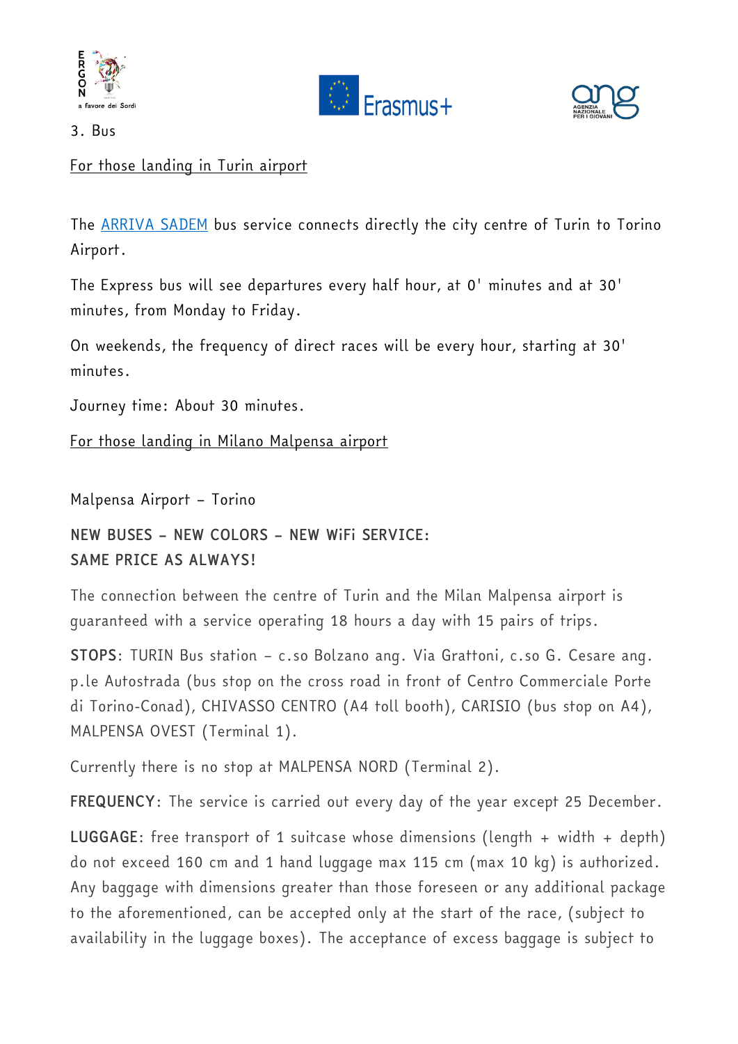3. Bus

For those landing in Turin airport

The ARRIVA SADEM bus service connects directly the city centre of Turin to Torino Airport.

The Express bus will see departures every half hour, at 0' minutes and at 30' minutes, from Monday to Friday.

On weekends, the frequency of direct races will be every hour, starting at 30' minutes.

Journey time: About 30 minutes.

For those landing in Milano Malpensa airport

Malpensa Airport – Torino

**NEW BUSES – NEW COLORS – NEW WiFi SERVICE: SAME PRICE AS ALWAYS!**

The connection between the centre of Turin and the Milan Malpensa airport is guaranteed with a service operating 18 hours a day with 15 pairs of trips.

**STOPS**: TURIN Bus station – c.so Bolzano ang. Via Grattoni, c.so G. Cesare ang. p.le Autostrada (bus stop on the cross road in front of Centro Commerciale Porte di Torino-Conad), CHIVASSO CENTRO (A4 toll booth), CARISIO (bus stop on A4), MALPENSA OVEST (Terminal 1).

Currently there is no stop at MALPENSA NORD (Terminal 2).

**FREQUENCY**: The service is carried out every day of the year except 25 December.

**LUGGAGE**: free transport of 1 suitcase whose dimensions (length + width + depth) do not exceed 160 cm and 1 hand luggage max 115 cm (max 10 kg) is authorized. Any baggage with dimensions greater than those foreseen or any additional package to the aforementioned, can be accepted only at the start of the race, (subject to availability in the luggage boxes). The acceptance of excess baggage is subject to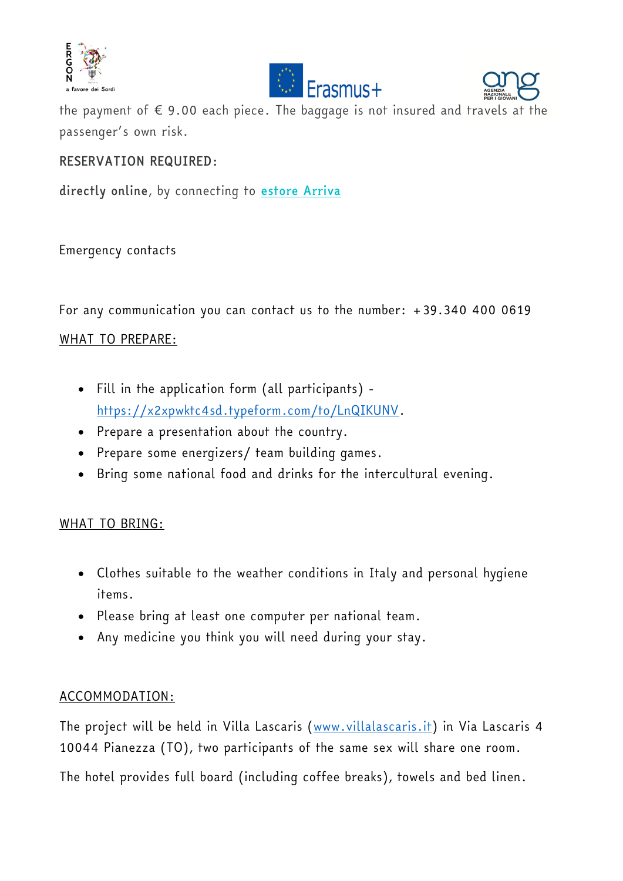the payment of € 9.00 each piece. The baggage is not insured and travels at the passenger's own risk.

RESERVATION REQUIRED:

**directly online**, by connecting to [estore Arriva]

Emergency contacts

For any communication you can contact us to the number: +39.340 400 0619

WHAT TO PREPARE:

- Fill in the application form (all participants) - https://x2xpwktc4sd.typeform.com/to/LnQIKUNV.
- Prepare a presentation about the country.
- Prepare some energizers/ team building games.
- Bring some national food and drinks for the intercultural evening.

WHAT TO BRING:

- Clothes suitable to the weather conditions in Italy and personal hygiene items.
- Please bring at least one computer per national team.
- Any medicine you think you will need during your stay.

ACCOMMODATION:

The project will be held in Villa Lascaris (www.villalascaris.it) in Via Lascaris 4 10044 Pianezza (TO), two participants of the same sex will share one room.

The hotel provides full board (including coffee breaks), towels and bed linen.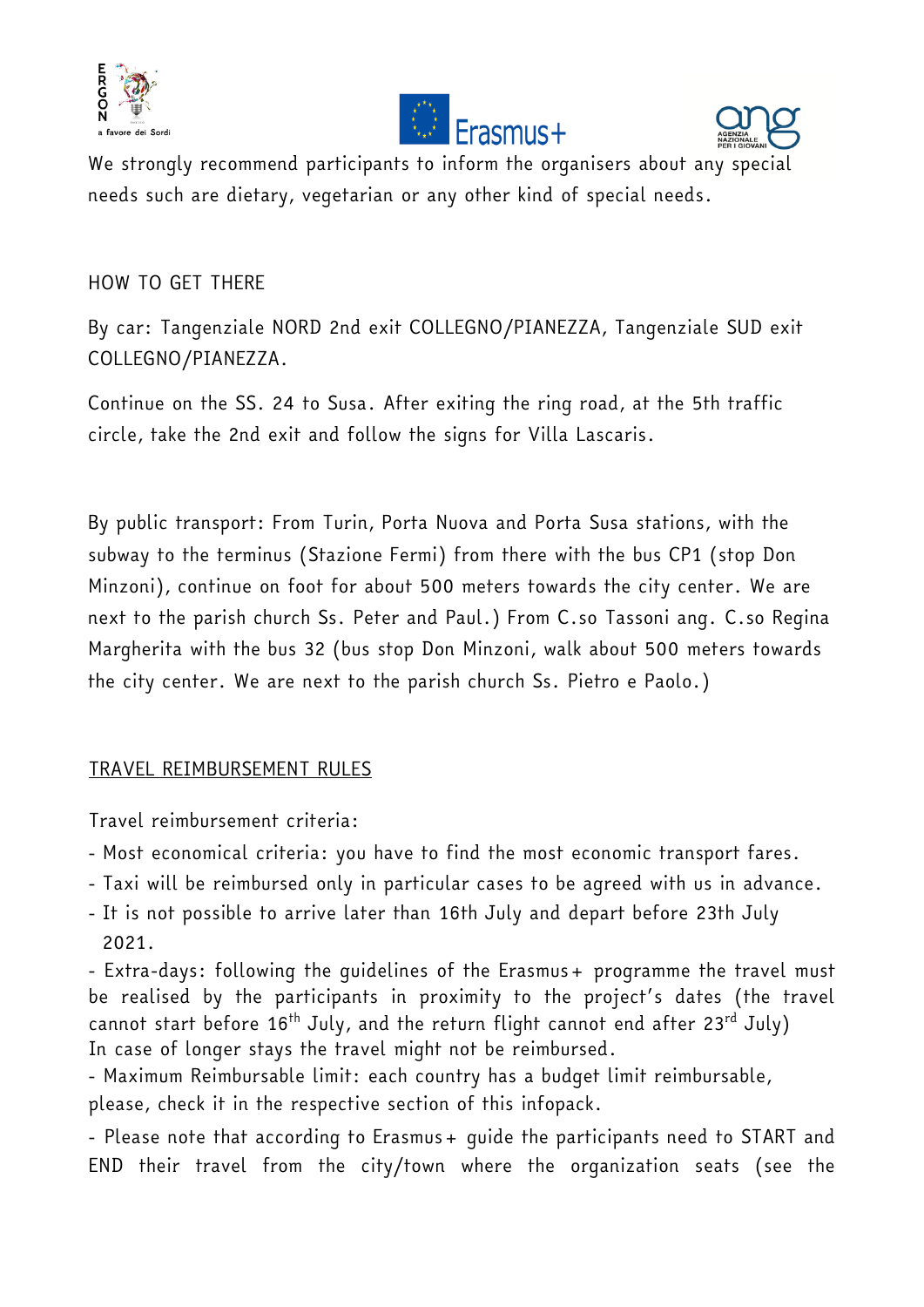We strongly recommend participants to inform the organisers about any special needs such are dietary, vegetarian or any other kind of special needs.

HOW TO GET THERE

By car: Tangenziale NORD 2nd exit COLLEGNO/PIANEZZA, Tangenziale SUD exit COLLEGNO/PIANEZZA.

Continue on the SS. 24 to Susa. After exiting the ring road, at the 5th traffic circle, take the 2nd exit and follow the signs for Villa Lascaris.

By public transport: From Turin, Porta Nuova and Porta Susa stations, with the subway to the terminus (Stazione Fermi) from there with the bus CP1 (stop Don Minzoni), continue on foot for about 500 meters towards the city center. We are next to the parish church Ss. Peter and Paul.) From C.so Tassoni ang. C.so Regina Margherita with the bus 32 (bus stop Don Minzoni, walk about 500 meters towards the city center. We are next to the parish church Ss. Pietro e Paolo.)

TRAVEL REIMBURSEMENT RULES

Travel reimbursement criteria:

- Most economical criteria: you have to find the most economic transport fares.
- Taxi will be reimbursed only in particular cases to be agreed with us in advance.
- It is not possible to arrive later than 16th July and depart before 23th July 2021.
- Extra-days: following the guidelines of the Erasmus+ programme the travel must be realised by the participants in proximity to the project's dates (the travel cannot start before 16th July, and the return flight cannot end after 23rd July) In case of longer stays the travel might not be reimbursed.
- Maximum Reimbursable limit: each country has a budget limit reimbursable, please, check it in the respective section of this infopack.
- Please note that according to Erasmus+ guide the participants need to START and END their travel from the city/town where the organization seats (see the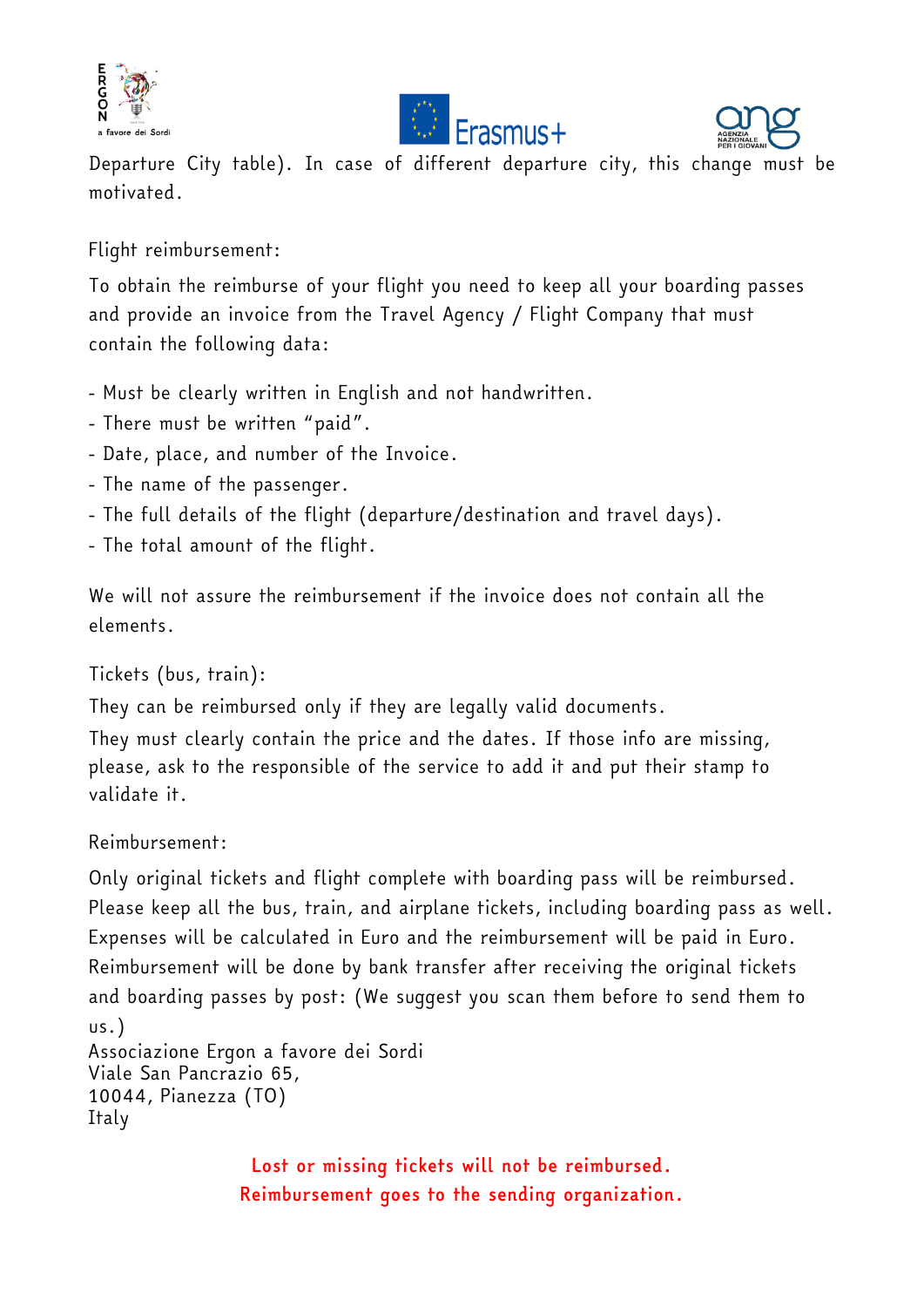Departure City table). In case of different departure city, this change must be motivated.

Flight reimbursement:

To obtain the reimburse of your flight you need to keep all your boarding passes and provide an invoice from the Travel Agency / Flight Company that must contain the following data:

- Must be clearly written in English and not handwritten.
- There must be written "paid".
- Date, place, and number of the Invoice.
- The name of the passenger.
- The full details of the flight (departure/destination and travel days).
- The total amount of the flight.

We will not assure the reimbursement if the invoice does not contain all the elements.

Tickets (bus, train):

They can be reimbursed only if they are legally valid documents.

They must clearly contain the price and the dates. If those info are missing, please, ask to the responsible of the service to add it and put their stamp to validate it.

Reimbursement:

Only original tickets and flight complete with boarding pass will be reimbursed. Please keep all the bus, train, and airplane tickets, including boarding pass as well. Expenses will be calculated in Euro and the reimbursement will be paid in Euro. Reimbursement will be done by bank transfer after receiving the original tickets and boarding passes by post: (We suggest you scan them before to send them to us.)

Associazione Ergon a favore dei Sordi
Viale San Pancrazio 65,
10044, Pianezza (TO)
Italy

**Lost or missing tickets will not be reimbursed.**
**Reimbursement goes to the sending organization.**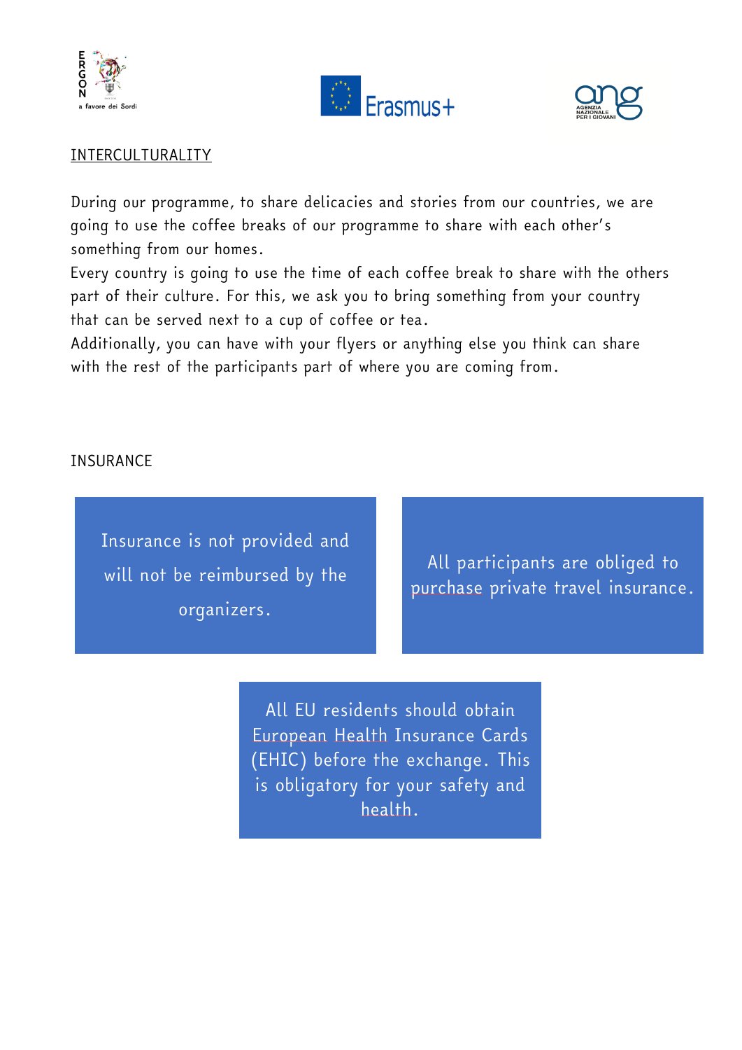## INTERCULTURALITY

During our programme, to share delicacies and stories from our countries, we are going to use the coffee breaks of our programme to share with each other's something from our homes.
Every country is going to use the time of each coffee break to share with the others part of their culture. For this, we ask you to bring something from your country that can be served next to a cup of coffee or tea.
Additionally, you can have with your flyers or anything else you think can share with the rest of the participants part of where you are coming from.

## INSURANCE

Insurance is not provided and will not be reimbursed by the organizers.

All participants are obliged to purchase private travel insurance.

All EU residents should obtain European Health Insurance Cards (EHIC) before the exchange. This is obligatory for your safety and health.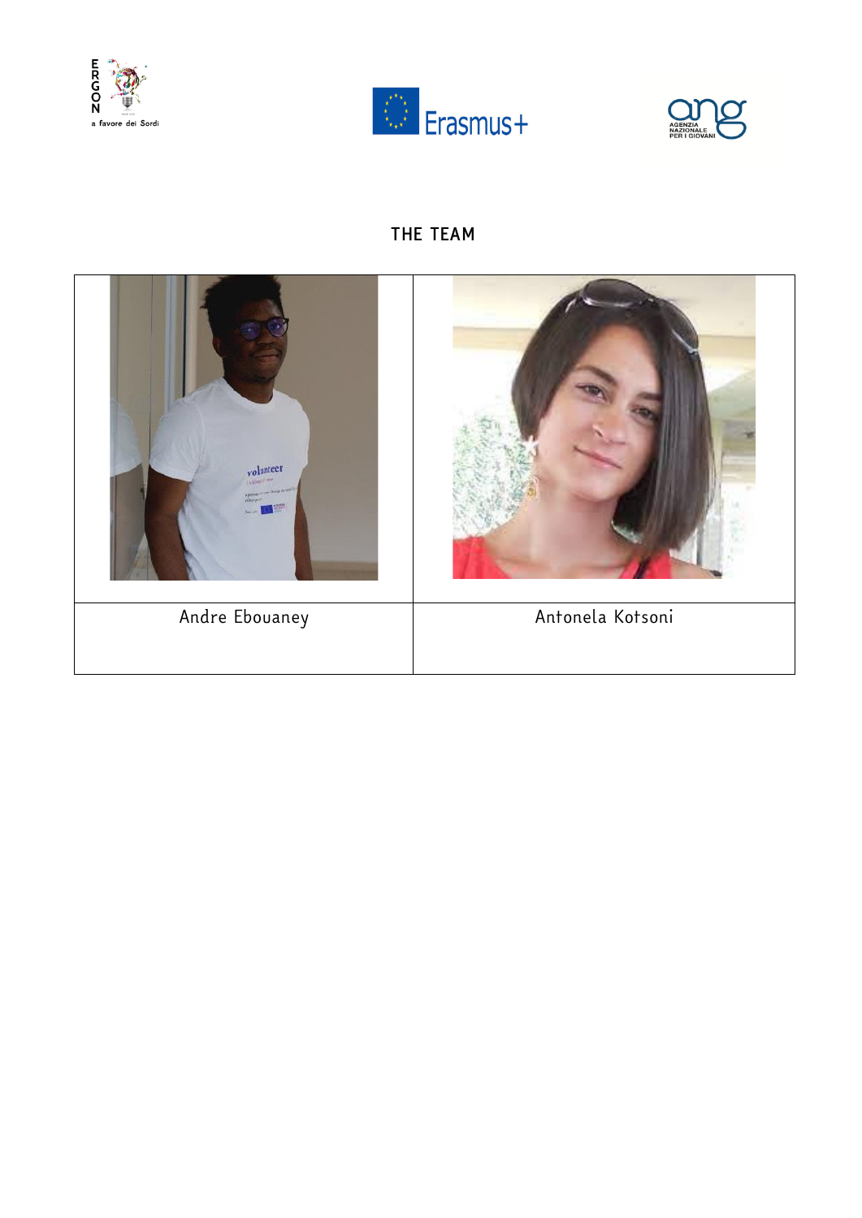## THE TEAM

| | |
|---|---|
| Andre Ebouaney | Antonela Kotsoni |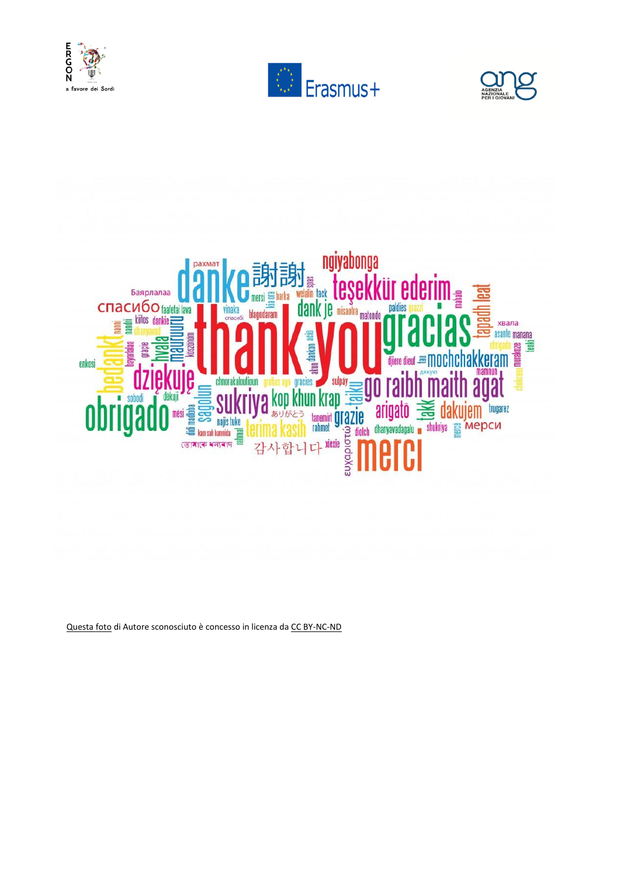Questa foto di Autore sconosciuto è concesso in licenza da CC BY-NC-ND